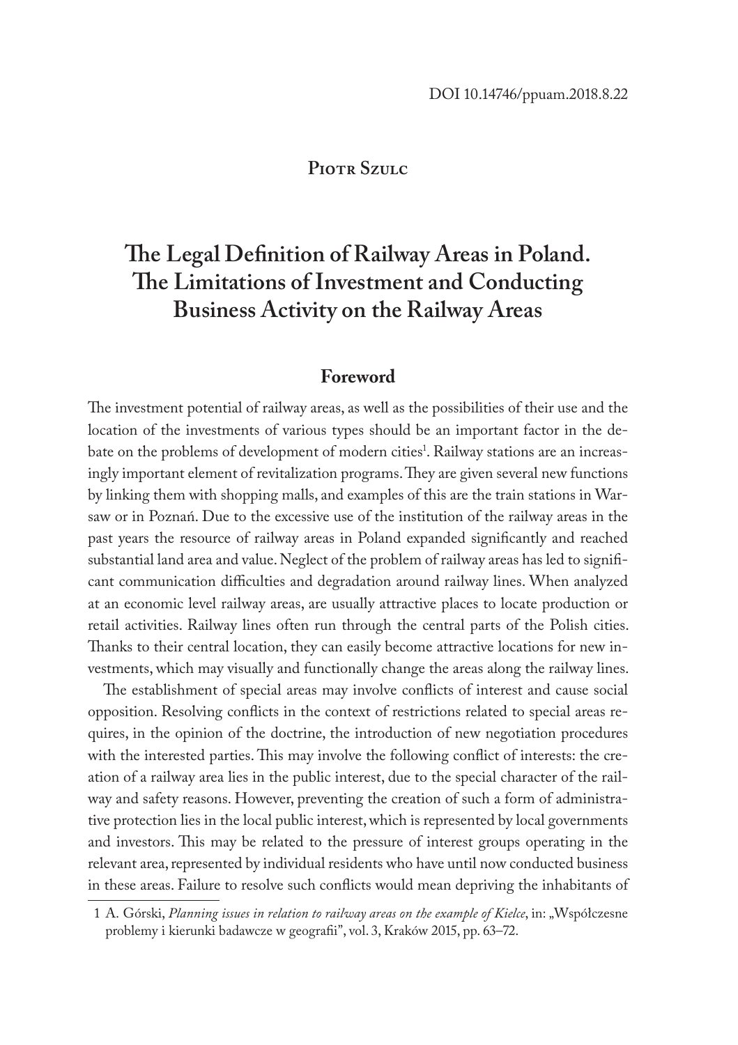DOI 10.14746/ppuam.2018.8.22

**Piotr Szulc**

# The Legal Definition of Railway Areas in Poland. The Limitations of Investment and Conducting Business Activity on the Railway Areas

## Foreword

The investment potential of railway areas, as well as the possibilities of their use and the location of the investments of various types should be an important factor in the debate on the problems of development of modern cities[1]. Railway stations are an increasingly important element of revitalization programs. They are given several new functions by linking them with shopping malls, and examples of this are the train stations in Warsaw or in Poznań. Due to the excessive use of the institution of the railway areas in the past years the resource of railway areas in Poland expanded significantly and reached substantial land area and value. Neglect of the problem of railway areas has led to significant communication difficulties and degradation around railway lines. When analyzed at an economic level railway areas, are usually attractive places to locate production or retail activities. Railway lines often run through the central parts of the Polish cities. Thanks to their central location, they can easily become attractive locations for new investments, which may visually and functionally change the areas along the railway lines.

The establishment of special areas may involve conflicts of interest and cause social opposition. Resolving conflicts in the context of restrictions related to special areas requires, in the opinion of the doctrine, the introduction of new negotiation procedures with the interested parties. This may involve the following conflict of interests: the creation of a railway area lies in the public interest, due to the special character of the railway and safety reasons. However, preventing the creation of such a form of administrative protection lies in the local public interest, which is represented by local governments and investors. This may be related to the pressure of interest groups operating in the relevant area, represented by individual residents who have until now conducted business in these areas. Failure to resolve such conflicts would mean depriving the inhabitants of

1 A. Górski, *Planning issues in relation to railway areas on the example of Kielce*, in: „Współczesne problemy i kierunki badawcze w geografii", vol. 3, Kraków 2015, pp. 63–72.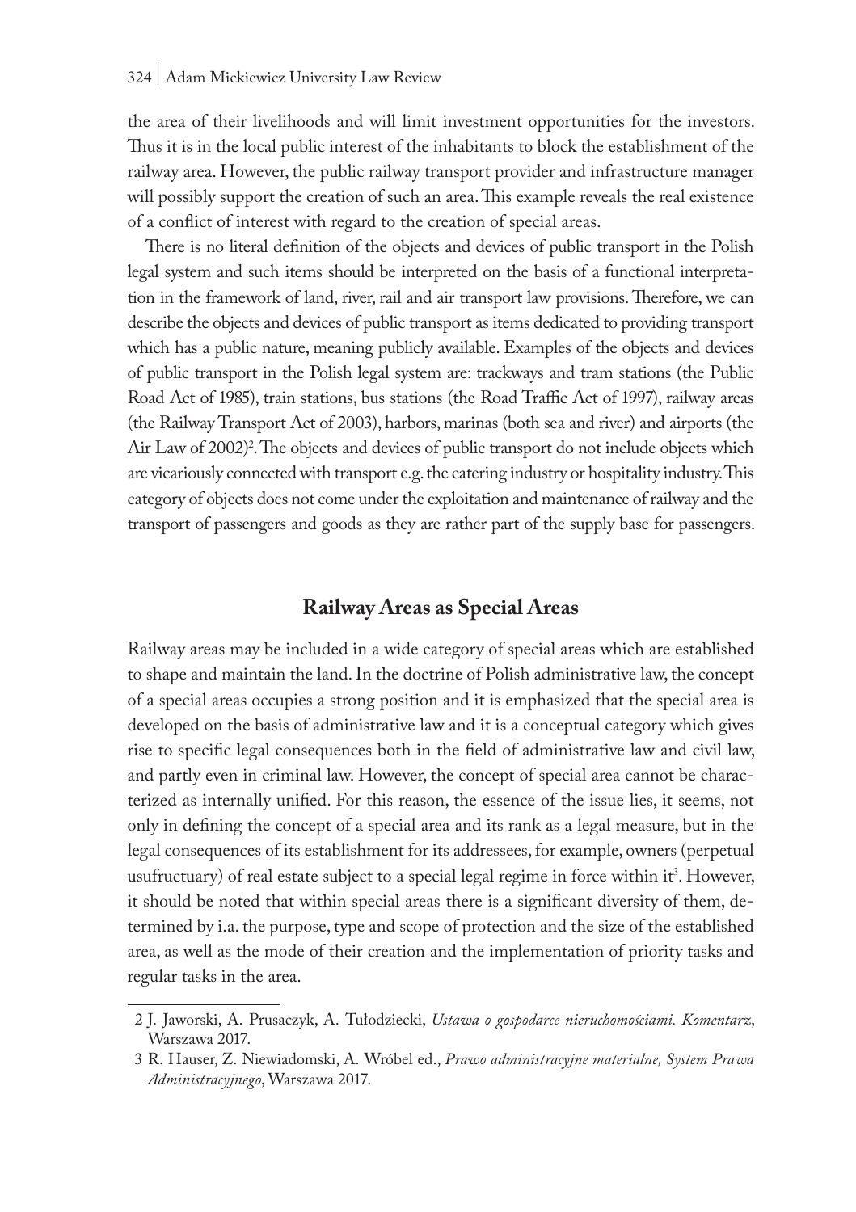the area of their livelihoods and will limit investment opportunities for the investors. Thus it is in the local public interest of the inhabitants to block the establishment of the railway area. However, the public railway transport provider and infrastructure manager will possibly support the creation of such an area. This example reveals the real existence of a conflict of interest with regard to the creation of special areas.

There is no literal definition of the objects and devices of public transport in the Polish legal system and such items should be interpreted on the basis of a functional interpretation in the framework of land, river, rail and air transport law provisions. Therefore, we can describe the objects and devices of public transport as items dedicated to providing transport which has a public nature, meaning publicly available. Examples of the objects and devices of public transport in the Polish legal system are: trackways and tram stations (the Public Road Act of 1985), train stations, bus stations (the Road Traffic Act of 1997), railway areas (the Railway Transport Act of 2003), harbors, marinas (both sea and river) and airports (the Air Law of 2002)[2]. The objects and devices of public transport do not include objects which are vicariously connected with transport e.g. the catering industry or hospitality industry. This category of objects does not come under the exploitation and maintenance of railway and the transport of passengers and goods as they are rather part of the supply base for passengers.

## Railway Areas as Special Areas

Railway areas may be included in a wide category of special areas which are established to shape and maintain the land. In the doctrine of Polish administrative law, the concept of a special areas occupies a strong position and it is emphasized that the special area is developed on the basis of administrative law and it is a conceptual category which gives rise to specific legal consequences both in the field of administrative law and civil law, and partly even in criminal law. However, the concept of special area cannot be characterized as internally unified. For this reason, the essence of the issue lies, it seems, not only in defining the concept of a special area and its rank as a legal measure, but in the legal consequences of its establishment for its addressees, for example, owners (perpetual usufructuary) of real estate subject to a special legal regime in force within it[3]. However, it should be noted that within special areas there is a significant diversity of them, determined by i.a. the purpose, type and scope of protection and the size of the established area, as well as the mode of their creation and the implementation of priority tasks and regular tasks in the area.

2 J. Jaworski, A. Prusaczyk, A. Tułodziecki, *Ustawa o gospodarce nieruchomościami. Komentarz*, Warszawa 2017.

3 R. Hauser, Z. Niewiadomski, A. Wróbel ed., *Prawo administracyjne materialne, System Prawa Administracyjnego*, Warszawa 2017.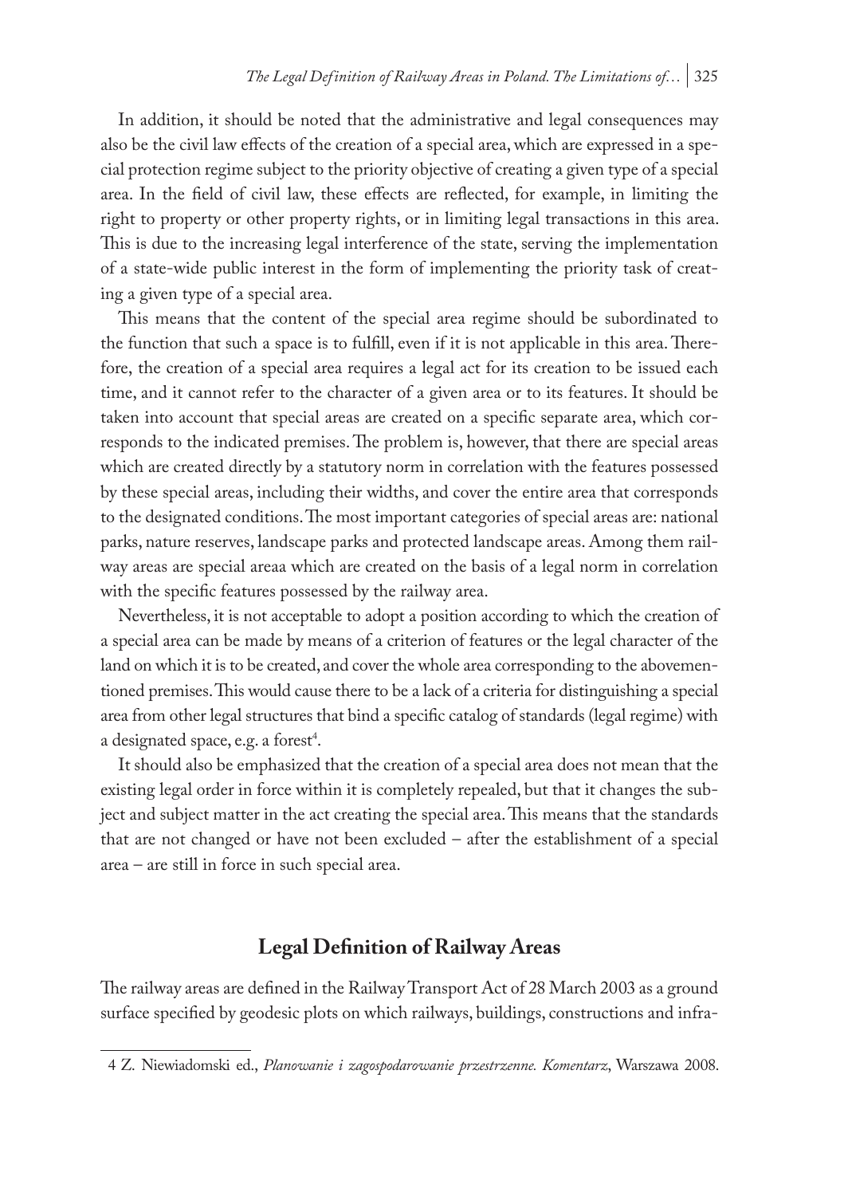In addition, it should be noted that the administrative and legal consequences may also be the civil law effects of the creation of a special area, which are expressed in a special protection regime subject to the priority objective of creating a given type of a special area. In the field of civil law, these effects are reflected, for example, in limiting the right to property or other property rights, or in limiting legal transactions in this area. This is due to the increasing legal interference of the state, serving the implementation of a state-wide public interest in the form of implementing the priority task of creating a given type of a special area.

This means that the content of the special area regime should be subordinated to the function that such a space is to fulfill, even if it is not applicable in this area. Therefore, the creation of a special area requires a legal act for its creation to be issued each time, and it cannot refer to the character of a given area or to its features. It should be taken into account that special areas are created on a specific separate area, which corresponds to the indicated premises. The problem is, however, that there are special areas which are created directly by a statutory norm in correlation with the features possessed by these special areas, including their widths, and cover the entire area that corresponds to the designated conditions. The most important categories of special areas are: national parks, nature reserves, landscape parks and protected landscape areas. Among them railway areas are special areaa which are created on the basis of a legal norm in correlation with the specific features possessed by the railway area.

Nevertheless, it is not acceptable to adopt a position according to which the creation of a special area can be made by means of a criterion of features or the legal character of the land on which it is to be created, and cover the whole area corresponding to the abovementioned premises. This would cause there to be a lack of a criteria for distinguishing a special area from other legal structures that bind a specific catalog of standards (legal regime) with a designated space, e.g. a forest[4].

It should also be emphasized that the creation of a special area does not mean that the existing legal order in force within it is completely repealed, but that it changes the subject and subject matter in the act creating the special area. This means that the standards that are not changed or have not been excluded – after the establishment of a special area – are still in force in such special area.

## Legal Definition of Railway Areas

The railway areas are defined in the Railway Transport Act of 28 March 2003 as a ground surface specified by geodesic plots on which railways, buildings, constructions and infra-

4 Z. Niewiadomski ed., *Planowanie i zagospodarowanie przestrzenne. Komentarz*, Warszawa 2008.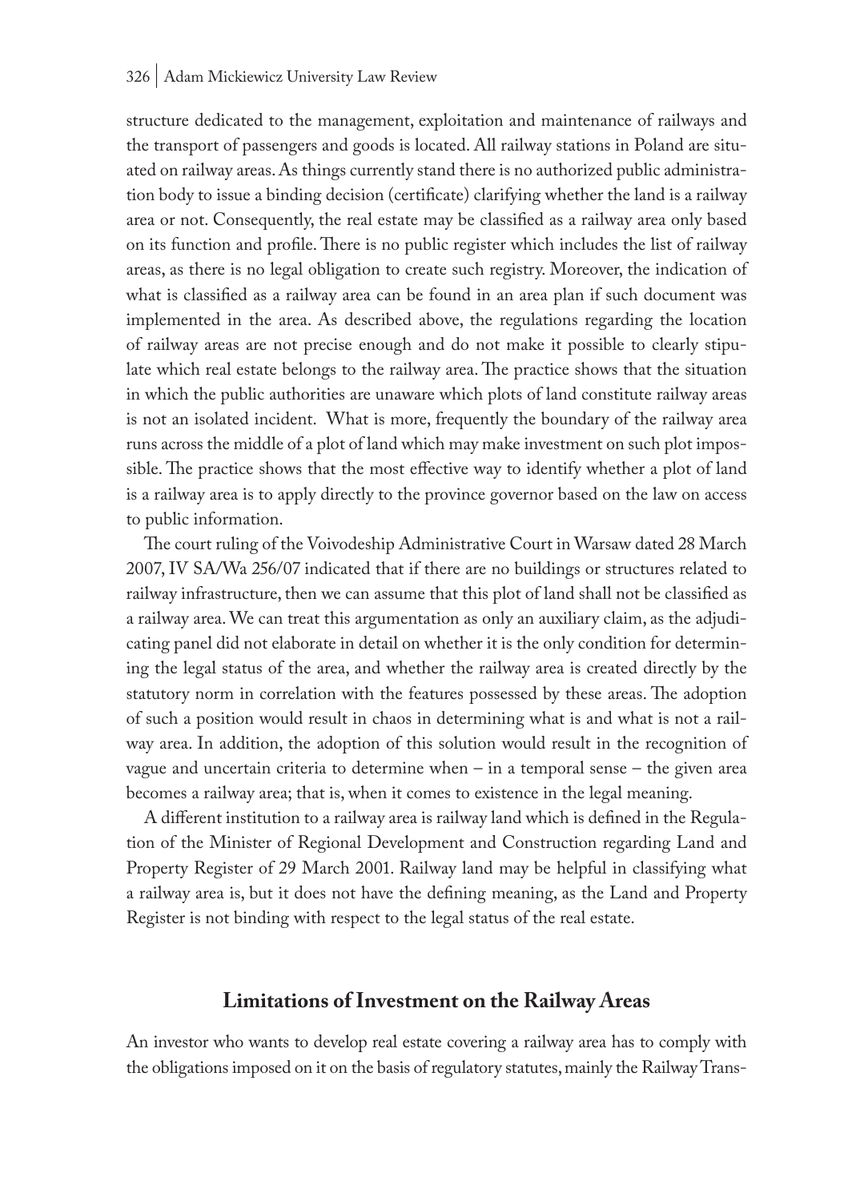structure dedicated to the management, exploitation and maintenance of railways and the transport of passengers and goods is located. All railway stations in Poland are situated on railway areas. As things currently stand there is no authorized public administration body to issue a binding decision (certificate) clarifying whether the land is a railway area or not. Consequently, the real estate may be classified as a railway area only based on its function and profile. There is no public register which includes the list of railway areas, as there is no legal obligation to create such registry. Moreover, the indication of what is classified as a railway area can be found in an area plan if such document was implemented in the area. As described above, the regulations regarding the location of railway areas are not precise enough and do not make it possible to clearly stipulate which real estate belongs to the railway area. The practice shows that the situation in which the public authorities are unaware which plots of land constitute railway areas is not an isolated incident.  What is more, frequently the boundary of the railway area runs across the middle of a plot of land which may make investment on such plot impossible. The practice shows that the most effective way to identify whether a plot of land is a railway area is to apply directly to the province governor based on the law on access to public information.

The court ruling of the Voivodeship Administrative Court in Warsaw dated 28 March 2007, IV SA/Wa 256/07 indicated that if there are no buildings or structures related to railway infrastructure, then we can assume that this plot of land shall not be classified as a railway area. We can treat this argumentation as only an auxiliary claim, as the adjudicating panel did not elaborate in detail on whether it is the only condition for determining the legal status of the area, and whether the railway area is created directly by the statutory norm in correlation with the features possessed by these areas. The adoption of such a position would result in chaos in determining what is and what is not a railway area. In addition, the adoption of this solution would result in the recognition of vague and uncertain criteria to determine when – in a temporal sense – the given area becomes a railway area; that is, when it comes to existence in the legal meaning.

A different institution to a railway area is railway land which is defined in the Regulation of the Minister of Regional Development and Construction regarding Land and Property Register of 29 March 2001. Railway land may be helpful in classifying what a railway area is, but it does not have the defining meaning, as the Land and Property Register is not binding with respect to the legal status of the real estate.

## Limitations of Investment on the Railway Areas

An investor who wants to develop real estate covering a railway area has to comply with the obligations imposed on it on the basis of regulatory statutes, mainly the Railway Trans-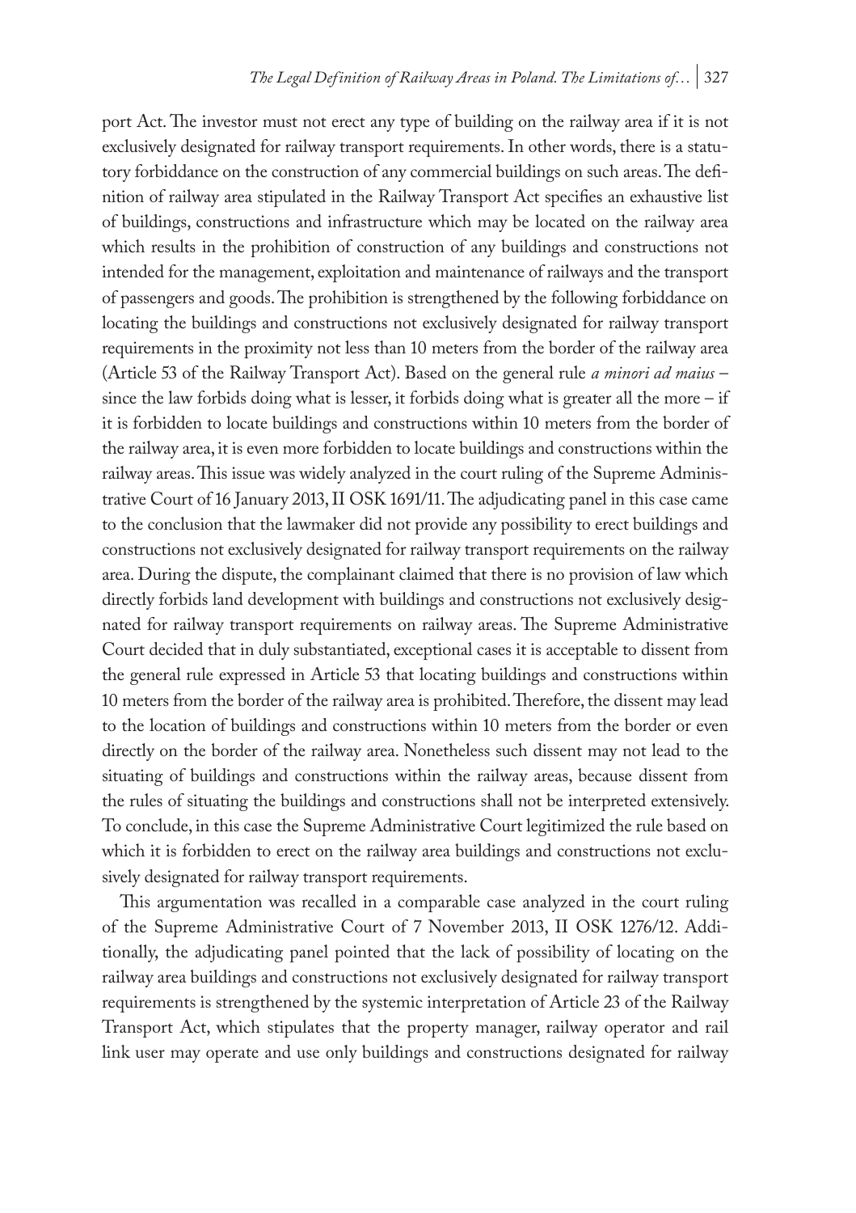port Act. The investor must not erect any type of building on the railway area if it is not exclusively designated for railway transport requirements. In other words, there is a statutory forbiddance on the construction of any commercial buildings on such areas. The definition of railway area stipulated in the Railway Transport Act specifies an exhaustive list of buildings, constructions and infrastructure which may be located on the railway area which results in the prohibition of construction of any buildings and constructions not intended for the management, exploitation and maintenance of railways and the transport of passengers and goods. The prohibition is strengthened by the following forbiddance on locating the buildings and constructions not exclusively designated for railway transport requirements in the proximity not less than 10 meters from the border of the railway area (Article 53 of the Railway Transport Act). Based on the general rule *a minori ad maius* – since the law forbids doing what is lesser, it forbids doing what is greater all the more – if it is forbidden to locate buildings and constructions within 10 meters from the border of the railway area, it is even more forbidden to locate buildings and constructions within the railway areas. This issue was widely analyzed in the court ruling of the Supreme Administrative Court of 16 January 2013, II OSK 1691/11. The adjudicating panel in this case came to the conclusion that the lawmaker did not provide any possibility to erect buildings and constructions not exclusively designated for railway transport requirements on the railway area. During the dispute, the complainant claimed that there is no provision of law which directly forbids land development with buildings and constructions not exclusively designated for railway transport requirements on railway areas. The Supreme Administrative Court decided that in duly substantiated, exceptional cases it is acceptable to dissent from the general rule expressed in Article 53 that locating buildings and constructions within 10 meters from the border of the railway area is prohibited. Therefore, the dissent may lead to the location of buildings and constructions within 10 meters from the border or even directly on the border of the railway area. Nonetheless such dissent may not lead to the situating of buildings and constructions within the railway areas, because dissent from the rules of situating the buildings and constructions shall not be interpreted extensively. To conclude, in this case the Supreme Administrative Court legitimized the rule based on which it is forbidden to erect on the railway area buildings and constructions not exclusively designated for railway transport requirements.

This argumentation was recalled in a comparable case analyzed in the court ruling of the Supreme Administrative Court of 7 November 2013, II OSK 1276/12. Additionally, the adjudicating panel pointed that the lack of possibility of locating on the railway area buildings and constructions not exclusively designated for railway transport requirements is strengthened by the systemic interpretation of Article 23 of the Railway Transport Act, which stipulates that the property manager, railway operator and rail link user may operate and use only buildings and constructions designated for railway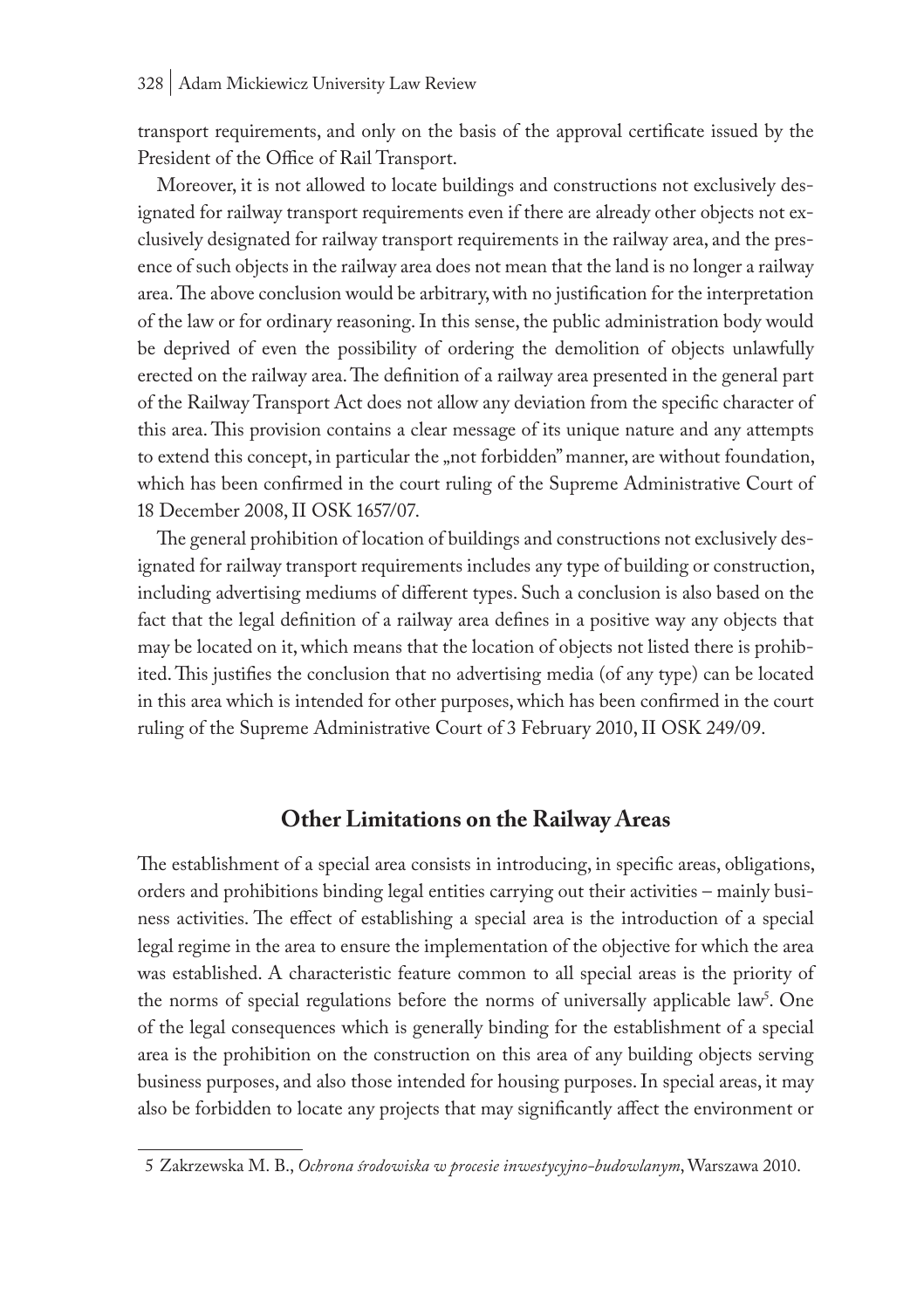transport requirements, and only on the basis of the approval certificate issued by the President of the Office of Rail Transport.

Moreover, it is not allowed to locate buildings and constructions not exclusively designated for railway transport requirements even if there are already other objects not exclusively designated for railway transport requirements in the railway area, and the presence of such objects in the railway area does not mean that the land is no longer a railway area. The above conclusion would be arbitrary, with no justification for the interpretation of the law or for ordinary reasoning. In this sense, the public administration body would be deprived of even the possibility of ordering the demolition of objects unlawfully erected on the railway area. The definition of a railway area presented in the general part of the Railway Transport Act does not allow any deviation from the specific character of this area. This provision contains a clear message of its unique nature and any attempts to extend this concept, in particular the „not forbidden" manner, are without foundation, which has been confirmed in the court ruling of the Supreme Administrative Court of 18 December 2008, II OSK 1657/07.

The general prohibition of location of buildings and constructions not exclusively designated for railway transport requirements includes any type of building or construction, including advertising mediums of different types. Such a conclusion is also based on the fact that the legal definition of a railway area defines in a positive way any objects that may be located on it, which means that the location of objects not listed there is prohibited. This justifies the conclusion that no advertising media (of any type) can be located in this area which is intended for other purposes, which has been confirmed in the court ruling of the Supreme Administrative Court of 3 February 2010, II OSK 249/09.

## Other Limitations on the Railway Areas

The establishment of a special area consists in introducing, in specific areas, obligations, orders and prohibitions binding legal entities carrying out their activities – mainly business activities. The effect of establishing a special area is the introduction of a special legal regime in the area to ensure the implementation of the objective for which the area was established. A characteristic feature common to all special areas is the priority of the norms of special regulations before the norms of universally applicable law[5]. One of the legal consequences which is generally binding for the establishment of a special area is the prohibition on the construction on this area of any building objects serving business purposes, and also those intended for housing purposes. In special areas, it may also be forbidden to locate any projects that may significantly affect the environment or

---

5 Zakrzewska M. B., *Ochrona środowiska w procesie inwestycyjno-budowlanym*, Warszawa 2010.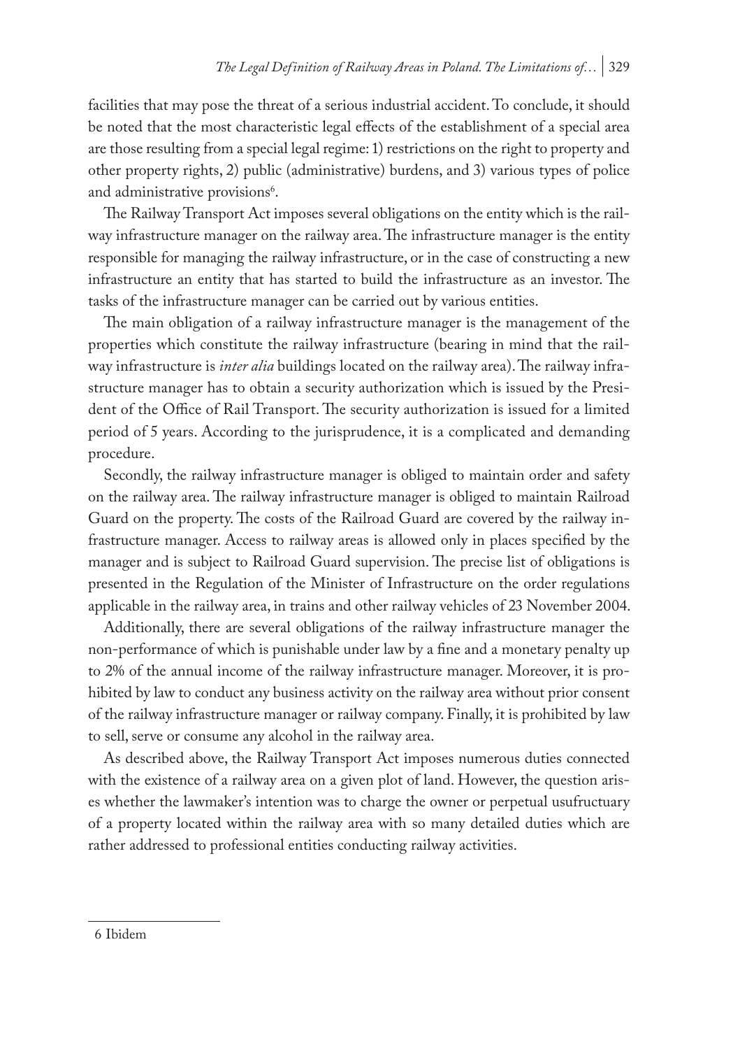facilities that may pose the threat of a serious industrial accident. To conclude, it should be noted that the most characteristic legal effects of the establishment of a special area are those resulting from a special legal regime: 1) restrictions on the right to property and other property rights, 2) public (administrative) burdens, and 3) various types of police and administrative provisions[6].

The Railway Transport Act imposes several obligations on the entity which is the railway infrastructure manager on the railway area. The infrastructure manager is the entity responsible for managing the railway infrastructure, or in the case of constructing a new infrastructure an entity that has started to build the infrastructure as an investor. The tasks of the infrastructure manager can be carried out by various entities.

The main obligation of a railway infrastructure manager is the management of the properties which constitute the railway infrastructure (bearing in mind that the railway infrastructure is *inter alia* buildings located on the railway area). The railway infrastructure manager has to obtain a security authorization which is issued by the President of the Office of Rail Transport. The security authorization is issued for a limited period of 5 years. According to the jurisprudence, it is a complicated and demanding procedure.

Secondly, the railway infrastructure manager is obliged to maintain order and safety on the railway area. The railway infrastructure manager is obliged to maintain Railroad Guard on the property. The costs of the Railroad Guard are covered by the railway infrastructure manager. Access to railway areas is allowed only in places specified by the manager and is subject to Railroad Guard supervision. The precise list of obligations is presented in the Regulation of the Minister of Infrastructure on the order regulations applicable in the railway area, in trains and other railway vehicles of 23 November 2004.

Additionally, there are several obligations of the railway infrastructure manager the non-performance of which is punishable under law by a fine and a monetary penalty up to 2% of the annual income of the railway infrastructure manager. Moreover, it is prohibited by law to conduct any business activity on the railway area without prior consent of the railway infrastructure manager or railway company. Finally, it is prohibited by law to sell, serve or consume any alcohol in the railway area.

As described above, the Railway Transport Act imposes numerous duties connected with the existence of a railway area on a given plot of land. However, the question arises whether the lawmaker's intention was to charge the owner or perpetual usufructuary of a property located within the railway area with so many detailed duties which are rather addressed to professional entities conducting railway activities.

---

6 Ibidem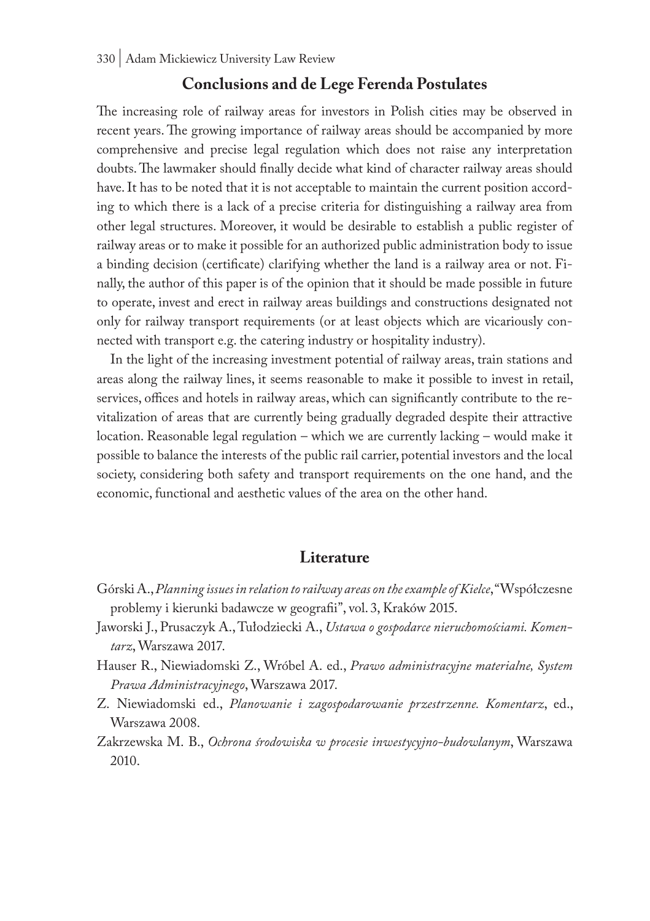## Conclusions and de Lege Ferenda Postulates

The increasing role of railway areas for investors in Polish cities may be observed in recent years. The growing importance of railway areas should be accompanied by more comprehensive and precise legal regulation which does not raise any interpretation doubts. The lawmaker should finally decide what kind of character railway areas should have. It has to be noted that it is not acceptable to maintain the current position according to which there is a lack of a precise criteria for distinguishing a railway area from other legal structures. Moreover, it would be desirable to establish a public register of railway areas or to make it possible for an authorized public administration body to issue a binding decision (certificate) clarifying whether the land is a railway area or not. Finally, the author of this paper is of the opinion that it should be made possible in future to operate, invest and erect in railway areas buildings and constructions designated not only for railway transport requirements (or at least objects which are vicariously connected with transport e.g. the catering industry or hospitality industry).

In the light of the increasing investment potential of railway areas, train stations and areas along the railway lines, it seems reasonable to make it possible to invest in retail, services, offices and hotels in railway areas, which can significantly contribute to the revitalization of areas that are currently being gradually degraded despite their attractive location. Reasonable legal regulation – which we are currently lacking – would make it possible to balance the interests of the public rail carrier, potential investors and the local society, considering both safety and transport requirements on the one hand, and the economic, functional and aesthetic values of the area on the other hand.

## Literature

Górski A., *Planning issues in relation to railway areas on the example of Kielce*, "Współczesne problemy i kierunki badawcze w geografii", vol. 3, Kraków 2015.

Jaworski J., Prusaczyk A., Tułodziecki A., *Ustawa o gospodarce nieruchomościami. Komentarz*, Warszawa 2017.

Hauser R., Niewiadomski Z., Wróbel A. ed., *Prawo administracyjne materialne, System Prawa Administracyjnego*, Warszawa 2017.

Z. Niewiadomski ed., *Planowanie i zagospodarowanie przestrzenne. Komentarz*, ed., Warszawa 2008.

Zakrzewska M. B., *Ochrona środowiska w procesie inwestycyjno-budowlanym*, Warszawa 2010.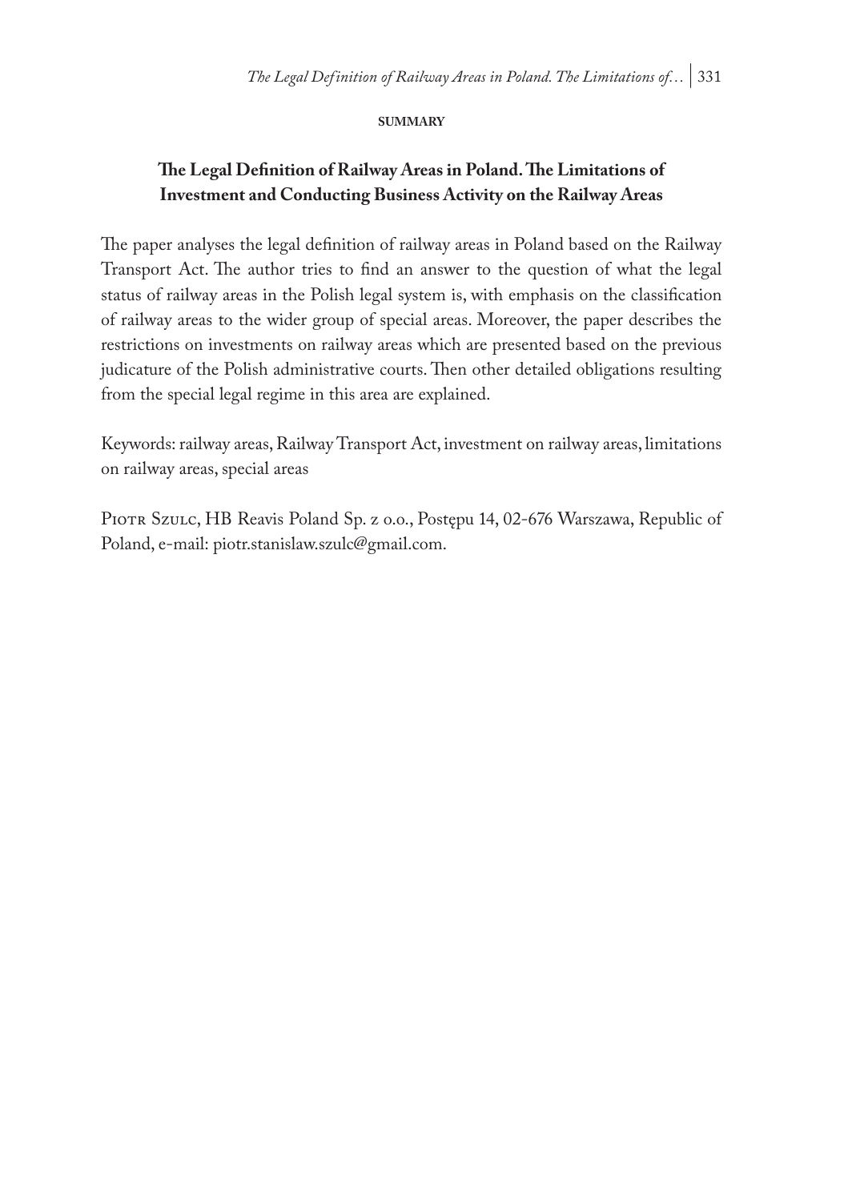**SUMMARY**

## The Legal Definition of Railway Areas in Poland. The Limitations of Investment and Conducting Business Activity on the Railway Areas

The paper analyses the legal definition of railway areas in Poland based on the Railway Transport Act. The author tries to find an answer to the question of what the legal status of railway areas in the Polish legal system is, with emphasis on the classification of railway areas to the wider group of special areas. Moreover, the paper describes the restrictions on investments on railway areas which are presented based on the previous judicature of the Polish administrative courts. Then other detailed obligations resulting from the special legal regime in this area are explained.

Keywords: railway areas, Railway Transport Act, investment on railway areas, limitations on railway areas, special areas

Piotr Szulc, HB Reavis Poland Sp. z o.o., Postępu 14, 02-676 Warszawa, Republic of Poland, e-mail: piotr.stanislaw.szulc@gmail.com.